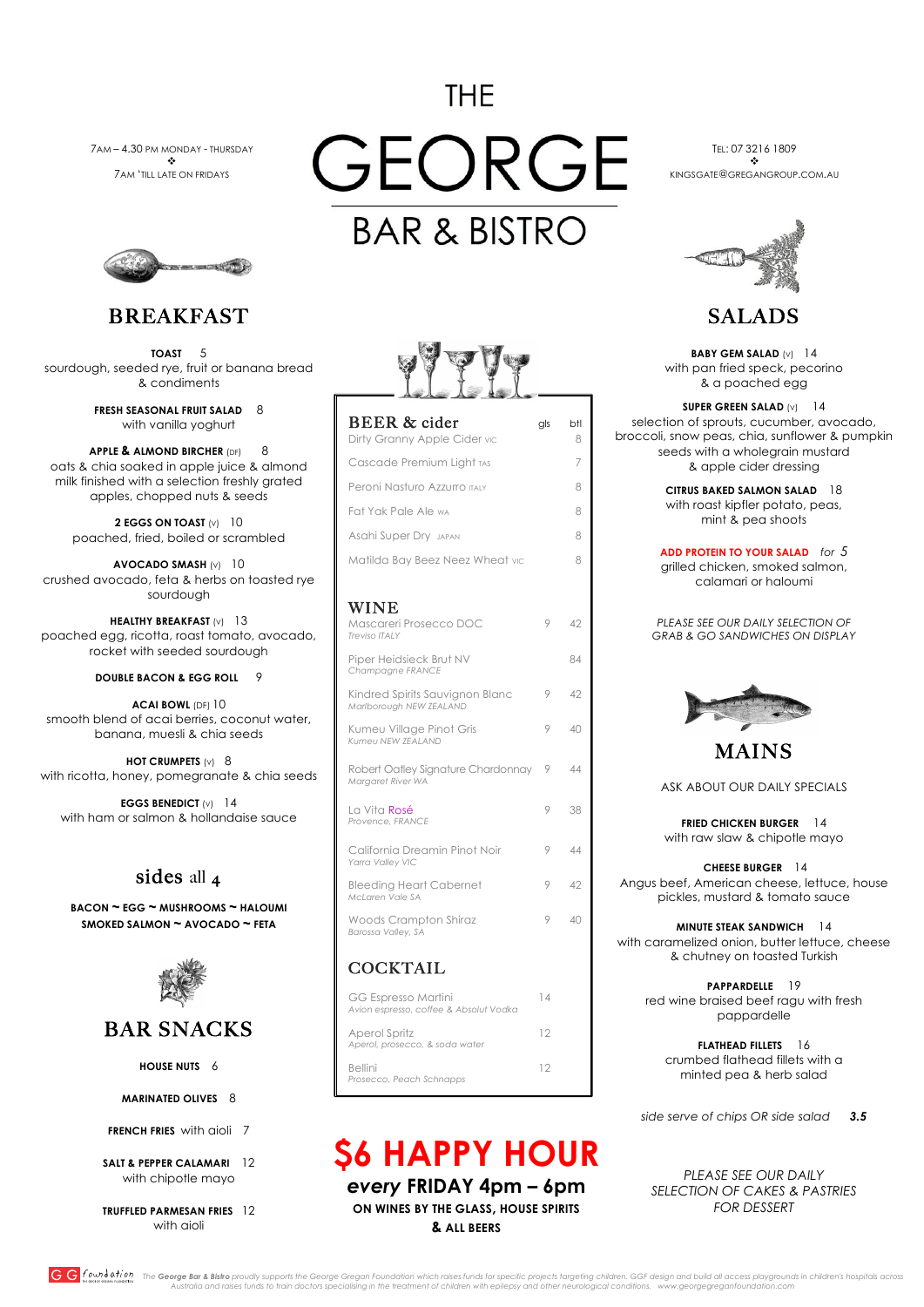# THE GEORGE BAR & BISTRO

7AM – 4.30 PM MONDAY - THURSDAY
❖
7AM 'TILL LATE ON FRIDAYS

TEL: 07 3216 1809
❖
KINGSGATE@GREGANGROUP.COM.AU

## BREAKFAST

**TOAST** 5
sourdough, seeded rye, fruit or banana bread & condiments

**FRESH SEASONAL FRUIT SALAD** 8
with vanilla yoghurt

**APPLE & ALMOND BIRCHER** (DF) 8
oats & chia soaked in apple juice & almond milk finished with a selection freshly grated apples, chopped nuts & seeds

**2 EGGS ON TOAST** (V) 10
poached, fried, boiled or scrambled

**AVOCADO SMASH** (V) 10
crushed avocado, feta & herbs on toasted rye sourdough

**HEALTHY BREAKFAST** (V) 13
poached egg, ricotta, roast tomato, avocado, rocket with seeded sourdough

**DOUBLE BACON & EGG ROLL** 9

**ACAI BOWL** (DF) 10
smooth blend of acai berries, coconut water, banana, muesli & chia seeds

**HOT CRUMPETS** (V) 8
with ricotta, honey, pomegranate & chia seeds

**EGGS BENEDICT** (V) 14
with ham or salmon & hollandaise sauce

### sides all 4

**BACON ~ EGG ~ MUSHROOMS ~ HALOUMI**
**SMOKED SALMON ~ AVOCADO ~ FETA**

## BAR SNACKS

**HOUSE NUTS** 6

**MARINATED OLIVES** 8

**FRENCH FRIES** with aioli 7

**SALT & PEPPER CALAMARI** 12
with chipotle mayo

**TRUFFLED PARMESAN FRIES** 12
with aioli

## BEER & cider

| | gls | btl |
|---|---|---|
| Dirty Granny Apple Cider VIC | | 8 |
| Cascade Premium Light TAS | | 7 |
| Peroni Nasturo Azzurro ITALY | | 8 |
| Fat Yak Pale Ale WA | | 8 |
| Asahi Super Dry JAPAN | | 8 |
| Matilda Bay Beez Neez Wheat VIC | | 8 |

## WINE

| | gls | btl |
|---|---|---|
| Mascareri Prosecco DOC *Treviso ITALY* | 9 | 42 |
| Piper Heidsieck Brut NV *Champagne FRANCE* | | 84 |
| Kindred Spirits Sauvignon Blanc *Marlborough NEW ZEALAND* | 9 | 42 |
| Kumeu Village Pinot Gris *Kumeu NEW ZEALAND* | 9 | 40 |
| Robert Oatley Signature Chardonnay *Margaret River WA* | 9 | 44 |
| La Vita Rosé *Provence, FRANCE* | 9 | 38 |
| California Dreamin Pinot Noir *Yarra Valley VIC* | 9 | 44 |
| Bleeding Heart Cabernet *McLaren Vale SA* | 9 | 42 |
| Woods Crampton Shiraz *Barossa Valley, SA* | 9 | 40 |

## COCKTAIL

| | |
|---|---|
| GG Espresso Martini *Avion espresso, coffee & Absolut Vodka* | 14 |
| Aperol Spritz *Aperol, prosecco, & soda water* | 12 |
| Bellini *Prosecco, Peach Schnapps* | 12 |

# $6 HAPPY HOUR

***every* FRIDAY 4pm – 6pm**

**ON WINES BY THE GLASS, HOUSE SPIRITS & ALL BEERS**

## SALADS

**BABY GEM SALAD** (V) 14
with pan fried speck, pecorino & a poached egg

**SUPER GREEN SALAD** (V) 14
selection of sprouts, cucumber, avocado, broccoli, snow peas, chia, sunflower & pumpkin seeds with a wholegrain mustard & apple cider dressing

**CITRUS BAKED SALMON SALAD** 18
with roast kipfler potato, peas, mint & pea shoots

**ADD PROTEIN TO YOUR SALAD** *for 5*
grilled chicken, smoked salmon, calamari or haloumi

*PLEASE SEE OUR DAILY SELECTION OF GRAB & GO SANDWICHES ON DISPLAY*

## MAINS

ASK ABOUT OUR DAILY SPECIALS

**FRIED CHICKEN BURGER** 14
with raw slaw & chipotle mayo

**CHEESE BURGER** 14
Angus beef, American cheese, lettuce, house pickles, mustard & tomato sauce

**MINUTE STEAK SANDWICH** 14
with caramelized onion, butter lettuce, cheese & chutney on toasted Turkish

**PAPPARDELLE** 19
red wine braised beef ragu with fresh pappardelle

**FLATHEAD FILLETS** 16
crumbed flathead fillets with a minted pea & herb salad

*side serve of chips OR side salad* ***3.5***

*PLEASE SEE OUR DAILY SELECTION OF CAKES & PASTRIES FOR DESSERT*

*The **George Bar & Bistro** proudly supports the George Gregan Foundation which raises funds for specific projects targeting children. GGF design and build all access playgrounds in children's hospitals across Australia and raises funds to train doctors specialising in the treatment of children with epilepsy and other neurological conditions. www.georgegreganfoundation.com*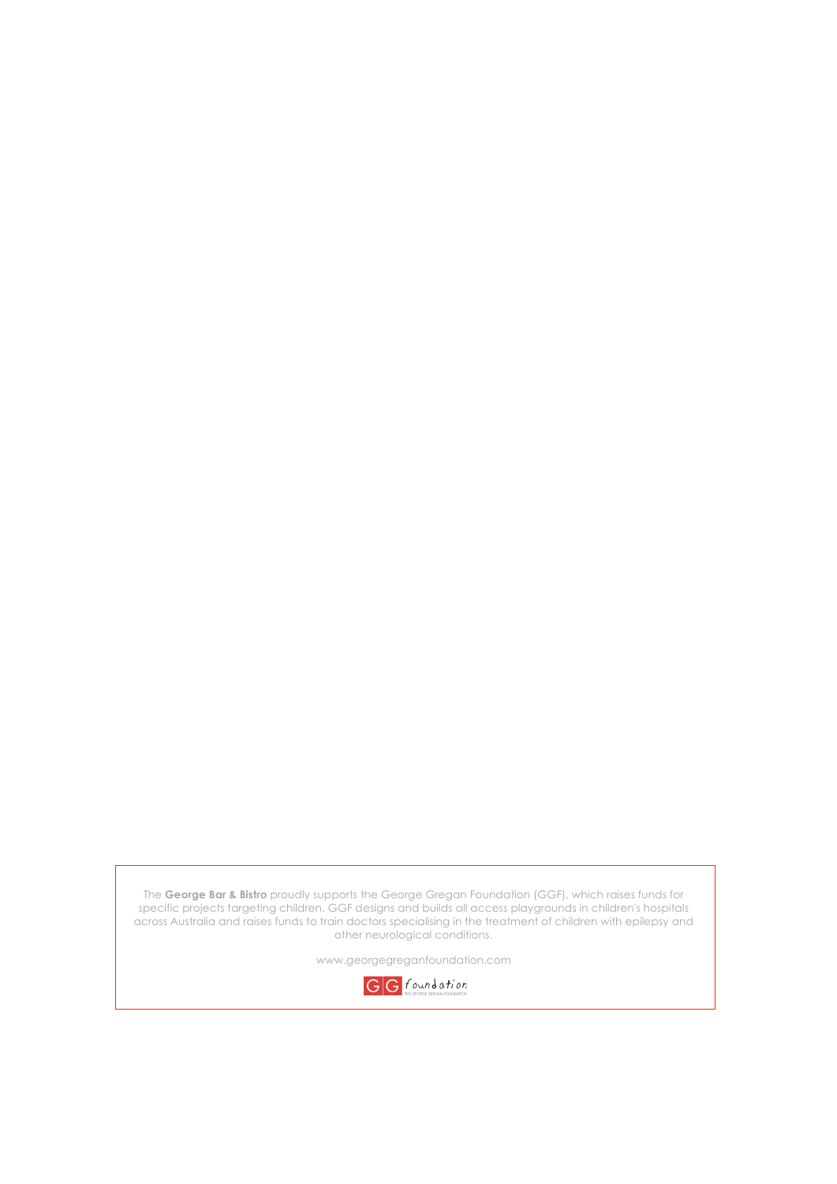The **George Bar & Bistro** proudly supports the George Gregan Foundation (GGF), which raises funds for specific projects targeting children. GGF designs and builds all access playgrounds in children's hospitals across Australia and raises funds to train doctors specialising in the treatment of children with epilepsy and other neurological conditions.

www.georgegreganfoundation.com

GG foundation